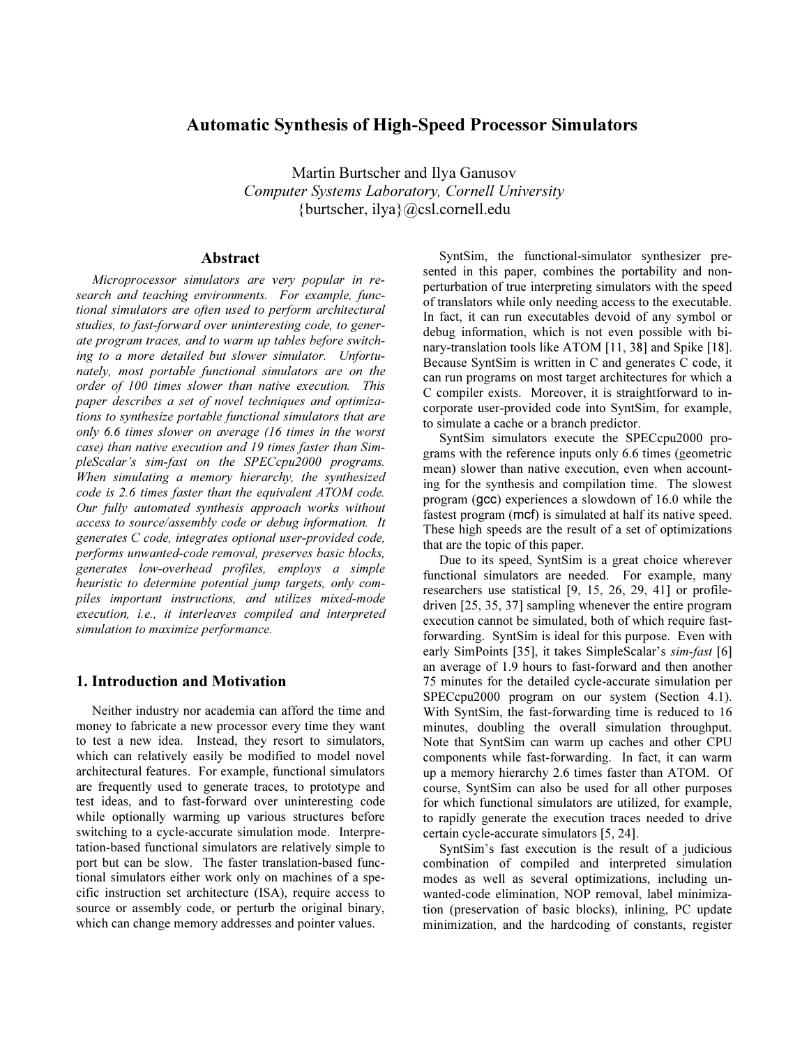# Automatic Synthesis of High-Speed Processor Simulators

Martin Burtscher and Ilya Ganusov  
*Computer Systems Laboratory, Cornell University*  
{burtscher, ilya}@csl.cornell.edu

## Abstract

*Microprocessor simulators are very popular in research and teaching environments. For example, functional simulators are often used to perform architectural studies, to fast-forward over uninteresting code, to generate program traces, and to warm up tables before switching to a more detailed but slower simulator. Unfortunately, most portable functional simulators are on the order of 100 times slower than native execution. This paper describes a set of novel techniques and optimizations to synthesize portable functional simulators that are only 6.6 times slower on average (16 times in the worst case) than native execution and 19 times faster than SimpleScalar's sim-fast on the SPECcpu2000 programs. When simulating a memory hierarchy, the synthesized code is 2.6 times faster than the equivalent ATOM code. Our fully automated synthesis approach works without access to source/assembly code or debug information. It generates C code, integrates optional user-provided code, performs unwanted-code removal, preserves basic blocks, generates low-overhead profiles, employs a simple heuristic to determine potential jump targets, only compiles important instructions, and utilizes mixed-mode execution, i.e., it interleaves compiled and interpreted simulation to maximize performance.*

## 1. Introduction and Motivation

Neither industry nor academia can afford the time and money to fabricate a new processor every time they want to test a new idea. Instead, they resort to simulators, which can relatively easily be modified to model novel architectural features. For example, functional simulators are frequently used to generate traces, to prototype and test ideas, and to fast-forward over uninteresting code while optionally warming up various structures before switching to a cycle-accurate simulation mode. Interpretation-based functional simulators are relatively simple to port but can be slow. The faster translation-based functional simulators either work only on machines of a specific instruction set architecture (ISA), require access to source or assembly code, or perturb the original binary, which can change memory addresses and pointer values.

SyntSim, the functional-simulator synthesizer presented in this paper, combines the portability and non-perturbation of true interpreting simulators with the speed of translators while only needing access to the executable. In fact, it can run executables devoid of any symbol or debug information, which is not even possible with binary-translation tools like ATOM [11, 38] and Spike [18]. Because SyntSim is written in C and generates C code, it can run programs on most target architectures for which a C compiler exists. Moreover, it is straightforward to incorporate user-provided code into SyntSim, for example, to simulate a cache or a branch predictor.

SyntSim simulators execute the SPECcpu2000 programs with the reference inputs only 6.6 times (geometric mean) slower than native execution, even when accounting for the synthesis and compilation time. The slowest program (gcc) experiences a slowdown of 16.0 while the fastest program (mcf) is simulated at half its native speed. These high speeds are the result of a set of optimizations that are the topic of this paper.

Due to its speed, SyntSim is a great choice wherever functional simulators are needed. For example, many researchers use statistical [9, 15, 26, 29, 41] or profile-driven [25, 35, 37] sampling whenever the entire program execution cannot be simulated, both of which require fast-forwarding. SyntSim is ideal for this purpose. Even with early SimPoints [35], it takes SimpleScalar's *sim-fast* [6] an average of 1.9 hours to fast-forward and then another 75 minutes for the detailed cycle-accurate simulation per SPECcpu2000 program on our system (Section 4.1). With SyntSim, the fast-forwarding time is reduced to 16 minutes, doubling the overall simulation throughput. Note that SyntSim can warm up caches and other CPU components while fast-forwarding. In fact, it can warm up a memory hierarchy 2.6 times faster than ATOM. Of course, SyntSim can also be used for all other purposes for which functional simulators are utilized, for example, to rapidly generate the execution traces needed to drive certain cycle-accurate simulators [5, 24].

SyntSim's fast execution is the result of a judicious combination of compiled and interpreted simulation modes as well as several optimizations, including unwanted-code elimination, NOP removal, label minimization (preservation of basic blocks), inlining, PC update minimization, and the hardcoding of constants, register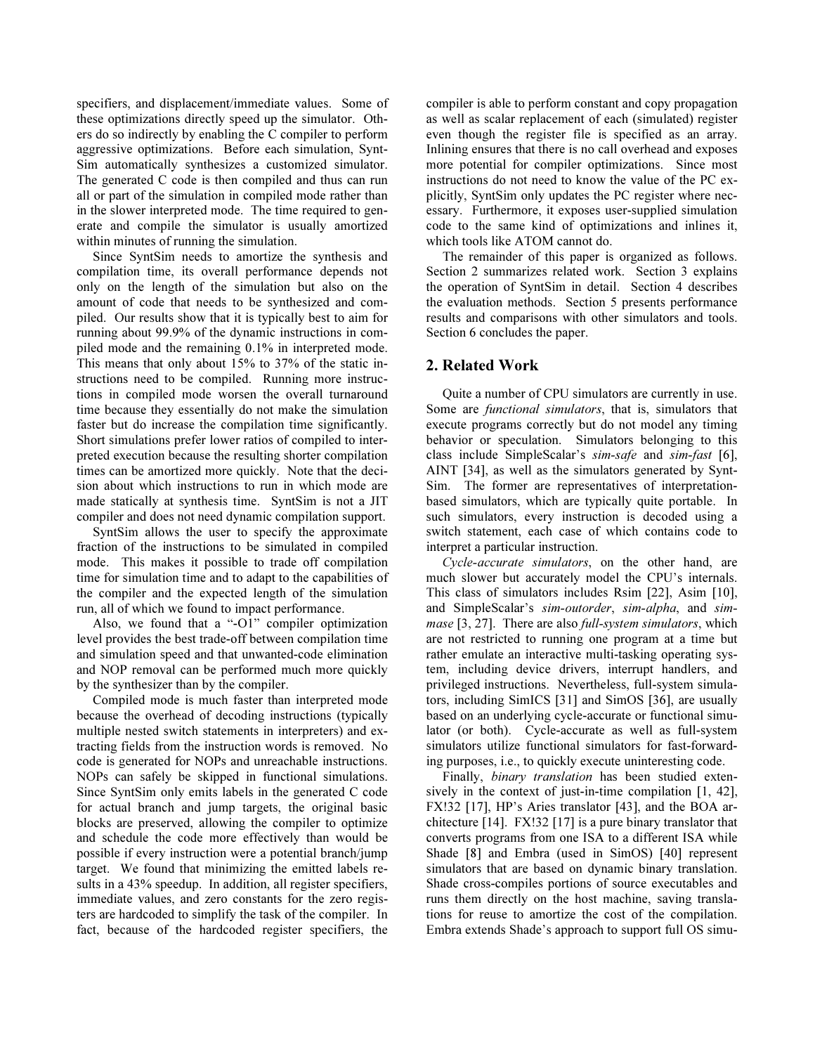specifiers, and displacement/immediate values. Some of these optimizations directly speed up the simulator. Others do so indirectly by enabling the C compiler to perform aggressive optimizations. Before each simulation, SyntSim automatically synthesizes a customized simulator. The generated C code is then compiled and thus can run all or part of the simulation in compiled mode rather than in the slower interpreted mode. The time required to generate and compile the simulator is usually amortized within minutes of running the simulation.

Since SyntSim needs to amortize the synthesis and compilation time, its overall performance depends not only on the length of the simulation but also on the amount of code that needs to be synthesized and compiled. Our results show that it is typically best to aim for running about 99.9% of the dynamic instructions in compiled mode and the remaining 0.1% in interpreted mode. This means that only about 15% to 37% of the static instructions need to be compiled. Running more instructions in compiled mode worsen the overall turnaround time because they essentially do not make the simulation faster but do increase the compilation time significantly. Short simulations prefer lower ratios of compiled to interpreted execution because the resulting shorter compilation times can be amortized more quickly. Note that the decision about which instructions to run in which mode are made statically at synthesis time. SyntSim is not a JIT compiler and does not need dynamic compilation support.

SyntSim allows the user to specify the approximate fraction of the instructions to be simulated in compiled mode. This makes it possible to trade off compilation time for simulation time and to adapt to the capabilities of the compiler and the expected length of the simulation run, all of which we found to impact performance.

Also, we found that a "-O1" compiler optimization level provides the best trade-off between compilation time and simulation speed and that unwanted-code elimination and NOP removal can be performed much more quickly by the synthesizer than by the compiler.

Compiled mode is much faster than interpreted mode because the overhead of decoding instructions (typically multiple nested switch statements in interpreters) and extracting fields from the instruction words is removed. No code is generated for NOPs and unreachable instructions. NOPs can safely be skipped in functional simulations. Since SyntSim only emits labels in the generated C code for actual branch and jump targets, the original basic blocks are preserved, allowing the compiler to optimize and schedule the code more effectively than would be possible if every instruction were a potential branch/jump target. We found that minimizing the emitted labels results in a 43% speedup. In addition, all register specifiers, immediate values, and zero constants for the zero registers are hardcoded to simplify the task of the compiler. In fact, because of the hardcoded register specifiers, the compiler is able to perform constant and copy propagation as well as scalar replacement of each (simulated) register even though the register file is specified as an array. Inlining ensures that there is no call overhead and exposes more potential for compiler optimizations. Since most instructions do not need to know the value of the PC explicitly, SyntSim only updates the PC register where necessary. Furthermore, it exposes user-supplied simulation code to the same kind of optimizations and inlines it, which tools like ATOM cannot do.

The remainder of this paper is organized as follows. Section 2 summarizes related work. Section 3 explains the operation of SyntSim in detail. Section 4 describes the evaluation methods. Section 5 presents performance results and comparisons with other simulators and tools. Section 6 concludes the paper.

## 2. Related Work

Quite a number of CPU simulators are currently in use. Some are *functional simulators*, that is, simulators that execute programs correctly but do not model any timing behavior or speculation. Simulators belonging to this class include SimpleScalar's *sim-safe* and *sim-fast* [6], AINT [34], as well as the simulators generated by SyntSim. The former are representatives of interpretation-based simulators, which are typically quite portable. In such simulators, every instruction is decoded using a switch statement, each case of which contains code to interpret a particular instruction.

*Cycle-accurate simulators*, on the other hand, are much slower but accurately model the CPU's internals. This class of simulators includes Rsim [22], Asim [10], and SimpleScalar's *sim-outorder*, *sim-alpha*, and *sim-mase* [3, 27]. There are also *full-system simulators*, which are not restricted to running one program at a time but rather emulate an interactive multi-tasking operating system, including device drivers, interrupt handlers, and privileged instructions. Nevertheless, full-system simulators, including SimICS [31] and SimOS [36], are usually based on an underlying cycle-accurate or functional simulator (or both). Cycle-accurate as well as full-system simulators utilize functional simulators for fast-forwarding purposes, i.e., to quickly execute uninteresting code.

Finally, *binary translation* has been studied extensively in the context of just-in-time compilation [1, 42], FX!32 [17], HP's Aries translator [43], and the BOA architecture [14]. FX!32 [17] is a pure binary translator that converts programs from one ISA to a different ISA while Shade [8] and Embra (used in SimOS) [40] represent simulators that are based on dynamic binary translation. Shade cross-compiles portions of source executables and runs them directly on the host machine, saving translations for reuse to amortize the cost of the compilation. Embra extends Shade's approach to support full OS simu-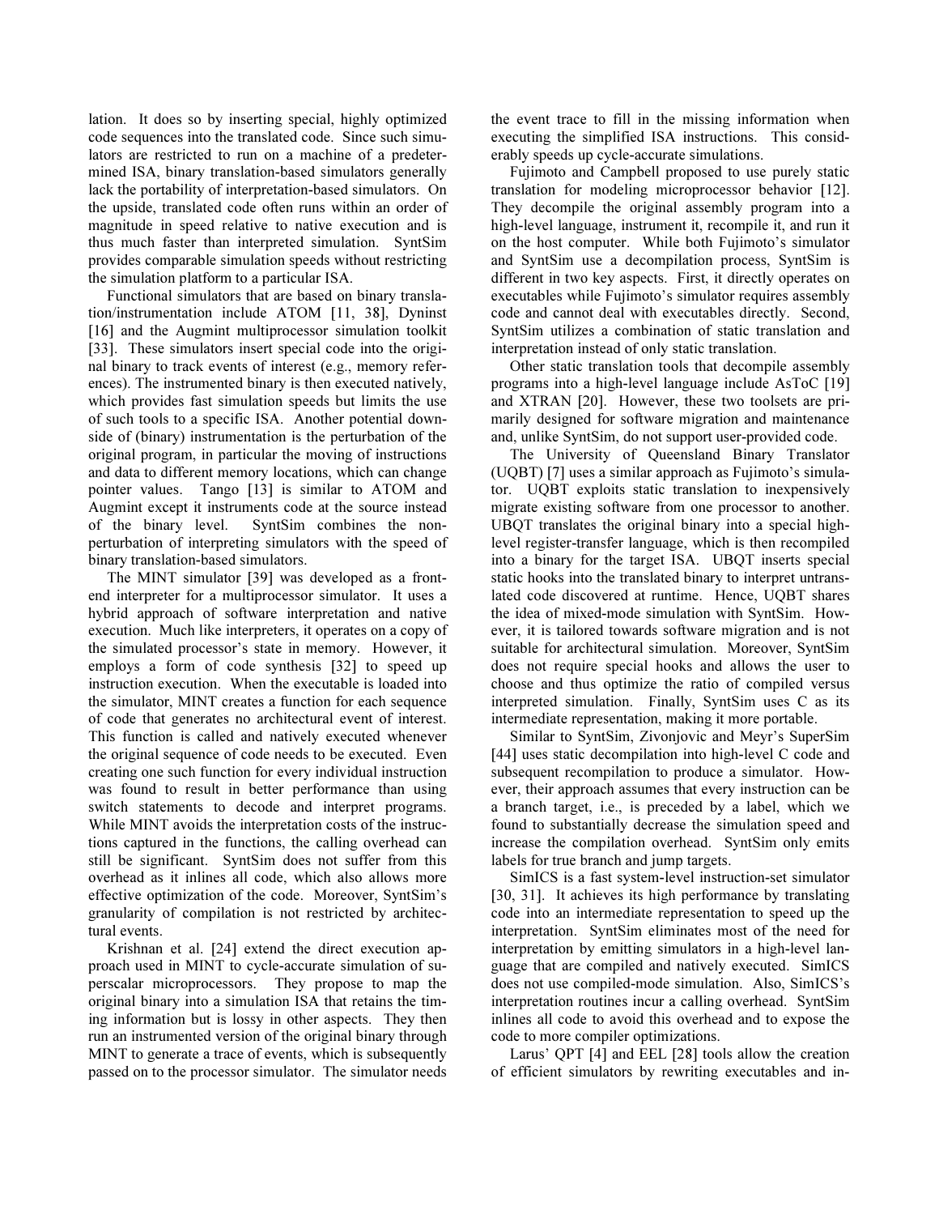lation. It does so by inserting special, highly optimized code sequences into the translated code. Since such simulators are restricted to run on a machine of a predetermined ISA, binary translation-based simulators generally lack the portability of interpretation-based simulators. On the upside, translated code often runs within an order of magnitude in speed relative to native execution and is thus much faster than interpreted simulation. SyntSim provides comparable simulation speeds without restricting the simulation platform to a particular ISA.

Functional simulators that are based on binary translation/instrumentation include ATOM [11, 38], Dyninst [16] and the Augmint multiprocessor simulation toolkit [33]. These simulators insert special code into the original binary to track events of interest (e.g., memory references). The instrumented binary is then executed natively, which provides fast simulation speeds but limits the use of such tools to a specific ISA. Another potential downside of (binary) instrumentation is the perturbation of the original program, in particular the moving of instructions and data to different memory locations, which can change pointer values. Tango [13] is similar to ATOM and Augmint except it instruments code at the source instead of the binary level. SyntSim combines the non-perturbation of interpreting simulators with the speed of binary translation-based simulators.

The MINT simulator [39] was developed as a front-end interpreter for a multiprocessor simulator. It uses a hybrid approach of software interpretation and native execution. Much like interpreters, it operates on a copy of the simulated processor's state in memory. However, it employs a form of code synthesis [32] to speed up instruction execution. When the executable is loaded into the simulator, MINT creates a function for each sequence of code that generates no architectural event of interest. This function is called and natively executed whenever the original sequence of code needs to be executed. Even creating one such function for every individual instruction was found to result in better performance than using switch statements to decode and interpret programs. While MINT avoids the interpretation costs of the instructions captured in the functions, the calling overhead can still be significant. SyntSim does not suffer from this overhead as it inlines all code, which also allows more effective optimization of the code. Moreover, SyntSim's granularity of compilation is not restricted by architectural events.

Krishnan et al. [24] extend the direct execution approach used in MINT to cycle-accurate simulation of superscalar microprocessors. They propose to map the original binary into a simulation ISA that retains the timing information but is lossy in other aspects. They then run an instrumented version of the original binary through MINT to generate a trace of events, which is subsequently passed on to the processor simulator. The simulator needs the event trace to fill in the missing information when executing the simplified ISA instructions. This considerably speeds up cycle-accurate simulations.

Fujimoto and Campbell proposed to use purely static translation for modeling microprocessor behavior [12]. They decompile the original assembly program into a high-level language, instrument it, recompile it, and run it on the host computer. While both Fujimoto's simulator and SyntSim use a decompilation process, SyntSim is different in two key aspects. First, it directly operates on executables while Fujimoto's simulator requires assembly code and cannot deal with executables directly. Second, SyntSim utilizes a combination of static translation and interpretation instead of only static translation.

Other static translation tools that decompile assembly programs into a high-level language include AsToC [19] and XTRAN [20]. However, these two toolsets are primarily designed for software migration and maintenance and, unlike SyntSim, do not support user-provided code.

The University of Queensland Binary Translator (UQBT) [7] uses a similar approach as Fujimoto's simulator. UQBT exploits static translation to inexpensively migrate existing software from one processor to another. UBQT translates the original binary into a special high-level register-transfer language, which is then recompiled into a binary for the target ISA. UBQT inserts special static hooks into the translated binary to interpret untranslated code discovered at runtime. Hence, UQBT shares the idea of mixed-mode simulation with SyntSim. However, it is tailored towards software migration and is not suitable for architectural simulation. Moreover, SyntSim does not require special hooks and allows the user to choose and thus optimize the ratio of compiled versus interpreted simulation. Finally, SyntSim uses C as its intermediate representation, making it more portable.

Similar to SyntSim, Zivonjovic and Meyr's SuperSim [44] uses static decompilation into high-level C code and subsequent recompilation to produce a simulator. However, their approach assumes that every instruction can be a branch target, i.e., is preceded by a label, which we found to substantially decrease the simulation speed and increase the compilation overhead. SyntSim only emits labels for true branch and jump targets.

SimICS is a fast system-level instruction-set simulator [30, 31]. It achieves its high performance by translating code into an intermediate representation to speed up the interpretation. SyntSim eliminates most of the need for interpretation by emitting simulators in a high-level language that are compiled and natively executed. SimICS does not use compiled-mode simulation. Also, SimICS's interpretation routines incur a calling overhead. SyntSim inlines all code to avoid this overhead and to expose the code to more compiler optimizations.

Larus' QPT [4] and EEL [28] tools allow the creation of efficient simulators by rewriting executables and in-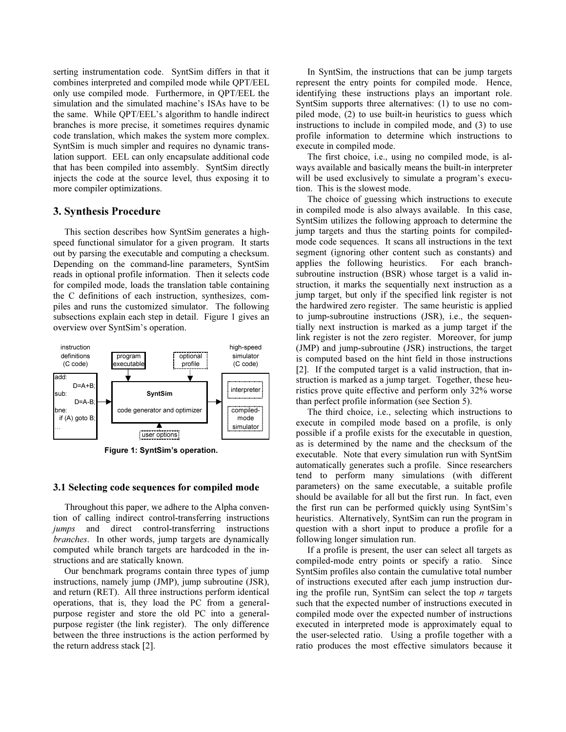serting instrumentation code. SyntSim differs in that it combines interpreted and compiled mode while QPT/EEL only use compiled mode. Furthermore, in QPT/EEL the simulation and the simulated machine's ISAs have to be the same. While QPT/EEL's algorithm to handle indirect branches is more precise, it sometimes requires dynamic code translation, which makes the system more complex. SyntSim is much simpler and requires no dynamic translation support. EEL can only encapsulate additional code that has been compiled into assembly. SyntSim directly injects the code at the source level, thus exposing it to more compiler optimizations.

## 3. Synthesis Procedure

This section describes how SyntSim generates a high-speed functional simulator for a given program. It starts out by parsing the executable and computing a checksum. Depending on the command-line parameters, SyntSim reads in optional profile information. Then it selects code for compiled mode, loads the translation table containing the C definitions of each instruction, synthesizes, compiles and runs the customized simulator. The following subsections explain each step in detail. Figure 1 gives an overview over SyntSim's operation.

**Figure 1: SyntSim's operation.**

### 3.1 Selecting code sequences for compiled mode

Throughout this paper, we adhere to the Alpha convention of calling indirect control-transferring instructions *jumps* and direct control-transferring instructions *branches*. In other words, jump targets are dynamically computed while branch targets are hardcoded in the instructions and are statically known.

Our benchmark programs contain three types of jump instructions, namely jump (JMP), jump subroutine (JSR), and return (RET). All three instructions perform identical operations, that is, they load the PC from a general-purpose register and store the old PC into a general-purpose register (the link register). The only difference between the three instructions is the action performed by the return address stack [2].

In SyntSim, the instructions that can be jump targets represent the entry points for compiled mode. Hence, identifying these instructions plays an important role. SyntSim supports three alternatives: (1) to use no compiled mode, (2) to use built-in heuristics to guess which instructions to include in compiled mode, and (3) to use profile information to determine which instructions to execute in compiled mode.

The first choice, i.e., using no compiled mode, is always available and basically means the built-in interpreter will be used exclusively to simulate a program's execution. This is the slowest mode.

The choice of guessing which instructions to execute in compiled mode is also always available. In this case, SyntSim utilizes the following approach to determine the jump targets and thus the starting points for compiled-mode code sequences. It scans all instructions in the text segment (ignoring other content such as constants) and applies the following heuristics. For each branch-subroutine instruction (BSR) whose target is a valid instruction, it marks the sequentially next instruction as a jump target, but only if the specified link register is not the hardwired zero register. The same heuristic is applied to jump-subroutine instructions (JSR), i.e., the sequentially next instruction is marked as a jump target if the link register is not the zero register. Moreover, for jump (JMP) and jump-subroutine (JSR) instructions, the target is computed based on the hint field in those instructions [2]. If the computed target is a valid instruction, that instruction is marked as a jump target. Together, these heuristics prove quite effective and perform only 32% worse than perfect profile information (see Section 5).

The third choice, i.e., selecting which instructions to execute in compiled mode based on a profile, is only possible if a profile exists for the executable in question, as is determined by the name and the checksum of the executable. Note that every simulation run with SyntSim automatically generates such a profile. Since researchers tend to perform many simulations (with different parameters) on the same executable, a suitable profile should be available for all but the first run. In fact, even the first run can be performed quickly using SyntSim's heuristics. Alternatively, SyntSim can run the program in question with a short input to produce a profile for a following longer simulation run.

If a profile is present, the user can select all targets as compiled-mode entry points or specify a ratio. Since SyntSim profiles also contain the cumulative total number of instructions executed after each jump instruction during the profile run, SyntSim can select the top *n* targets such that the expected number of instructions executed in compiled mode over the expected number of instructions executed in interpreted mode is approximately equal to the user-selected ratio. Using a profile together with a ratio produces the most effective simulators because it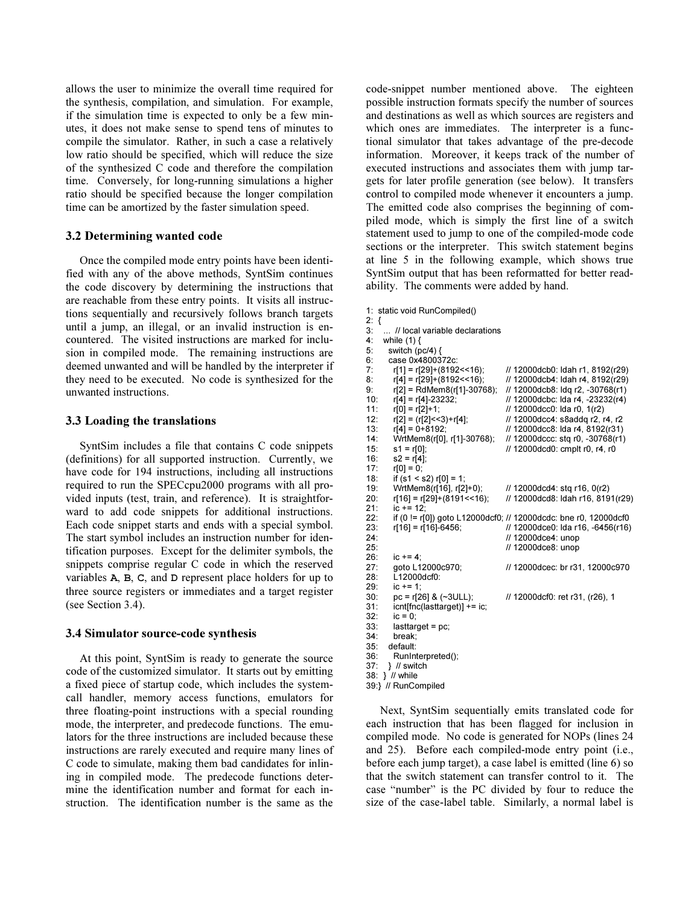allows the user to minimize the overall time required for the synthesis, compilation, and simulation. For example, if the simulation time is expected to only be a few minutes, it does not make sense to spend tens of minutes to compile the simulator. Rather, in such a case a relatively low ratio should be specified, which will reduce the size of the synthesized C code and therefore the compilation time. Conversely, for long-running simulations a higher ratio should be specified because the longer compilation time can be amortized by the faster simulation speed.

### 3.2 Determining wanted code

Once the compiled mode entry points have been identified with any of the above methods, SyntSim continues the code discovery by determining the instructions that are reachable from these entry points. It visits all instructions sequentially and recursively follows branch targets until a jump, an illegal, or an invalid instruction is encountered. The visited instructions are marked for inclusion in compiled mode. The remaining instructions are deemed unwanted and will be handled by the interpreter if they need to be executed. No code is synthesized for the unwanted instructions.

### 3.3 Loading the translations

SyntSim includes a file that contains C code snippets (definitions) for all supported instruction. Currently, we have code for 194 instructions, including all instructions required to run the SPECcpu2000 programs with all provided inputs (test, train, and reference). It is straightforward to add code snippets for additional instructions. Each code snippet starts and ends with a special symbol. The start symbol includes an instruction number for identification purposes. Except for the delimiter symbols, the snippets comprise regular C code in which the reserved variables **A**, **B**, **C**, and **D** represent place holders for up to three source registers or immediates and a target register (see Section 3.4).

### 3.4 Simulator source-code synthesis

At this point, SyntSim is ready to generate the source code of the customized simulator. It starts out by emitting a fixed piece of startup code, which includes the system-call handler, memory access functions, emulators for three floating-point instructions with a special rounding mode, the interpreter, and predecode functions. The emulators for the three instructions are included because these instructions are rarely executed and require many lines of C code to simulate, making them bad candidates for inlining in compiled mode. The predecode functions determine the identification number and format for each instruction. The identification number is the same as the code-snippet number mentioned above. The eighteen possible instruction formats specify the number of sources and destinations as well as which sources are registers and which ones are immediates. The interpreter is a functional simulator that takes advantage of the pre-decode information. Moreover, it keeps track of the number of executed instructions and associates them with jump targets for later profile generation (see below). It transfers control to compiled mode whenever it encounters a jump. The emitted code also comprises the beginning of compiled mode, which is simply the first line of a switch statement used to jump to one of the compiled-mode code sections or the interpreter. This switch statement begins at line 5 in the following example, which shows true SyntSim output that has been reformatted for better readability. The comments were added by hand.

```
1:  static void RunCompiled()
2:  {
3:    ... // local variable declarations
4:    while (1) {
5:      switch (pc/4) {
6:      case 0x4800372c:
7:        r[1] = r[29]+(8192<<16);        // 12000dcb0: ldah r1, 8192(r29)
8:        r[4] = r[29]+(8192<<16);        // 12000dcb4: ldah r4, 8192(r29)
9:        r[2] = RdMem8(r[1]-30768);      // 12000dcb8: ldq r2, -30768(r1)
10:       r[4] = r[4]-23232;              // 12000dcbc: lda r4, -23232(r4)
11:       r[0] = r[2]+1;                  // 12000dcc0: lda r0, 1(r2)
12:       r[2] = (r[2]<<3)+r[4];          // 12000dcc4: s8addq r2, r4, r2
13:       r[4] = 0+8192;                  // 12000dcc8: lda r4, 8192(r31)
14:       WrtMem8(r[0], r[1]-30768);      // 12000dccc: stq r0, -30768(r1)
15:       s1 = r[0];                      // 12000dcd0: cmplt r0, r4, r0
16:       s2 = r[4];
17:       r[0] = 0;
18:       if (s1 < s2) r[0] = 1;
19:       WrtMem8(r[16], r[2]+0);         // 12000dcd4: stq r16, 0(r2)
20:       r[16] = r[29]+(8191<<16);       // 12000dcd8: ldah r16, 8191(r29)
21:       ic += 12;
22:       if (0 != r[0]) goto L12000dcf0; // 12000dcdc: bne r0, 12000dcf0
23:       r[16] = r[16]-6456;             // 12000dce0: lda r16, -6456(r16)
24:                                       // 12000dce4: unop
25:                                       // 12000dce8: unop
26:       ic += 4;
27:       goto L12000c970;                // 12000dcec: br r31, 12000c970
28:       L12000dcf0:
29:       ic += 1;
30:       pc = r[26] & (~3ULL);           // 12000dcf0: ret r31, (r26), 1
31:       icnt[fnc(lasttarget)] += ic;
32:       ic = 0;
33:       lasttarget = pc;
34:       break;
35:     default:
36:       RunInterpreted();
37:     } // switch
38:   } // while
39: } // RunCompiled
```

Next, SyntSim sequentially emits translated code for each instruction that has been flagged for inclusion in compiled mode. No code is generated for NOPs (lines 24 and 25). Before each compiled-mode entry point (i.e., before each jump target), a case label is emitted (line 6) so that the switch statement can transfer control to it. The case "number" is the PC divided by four to reduce the size of the case-label table. Similarly, a normal label is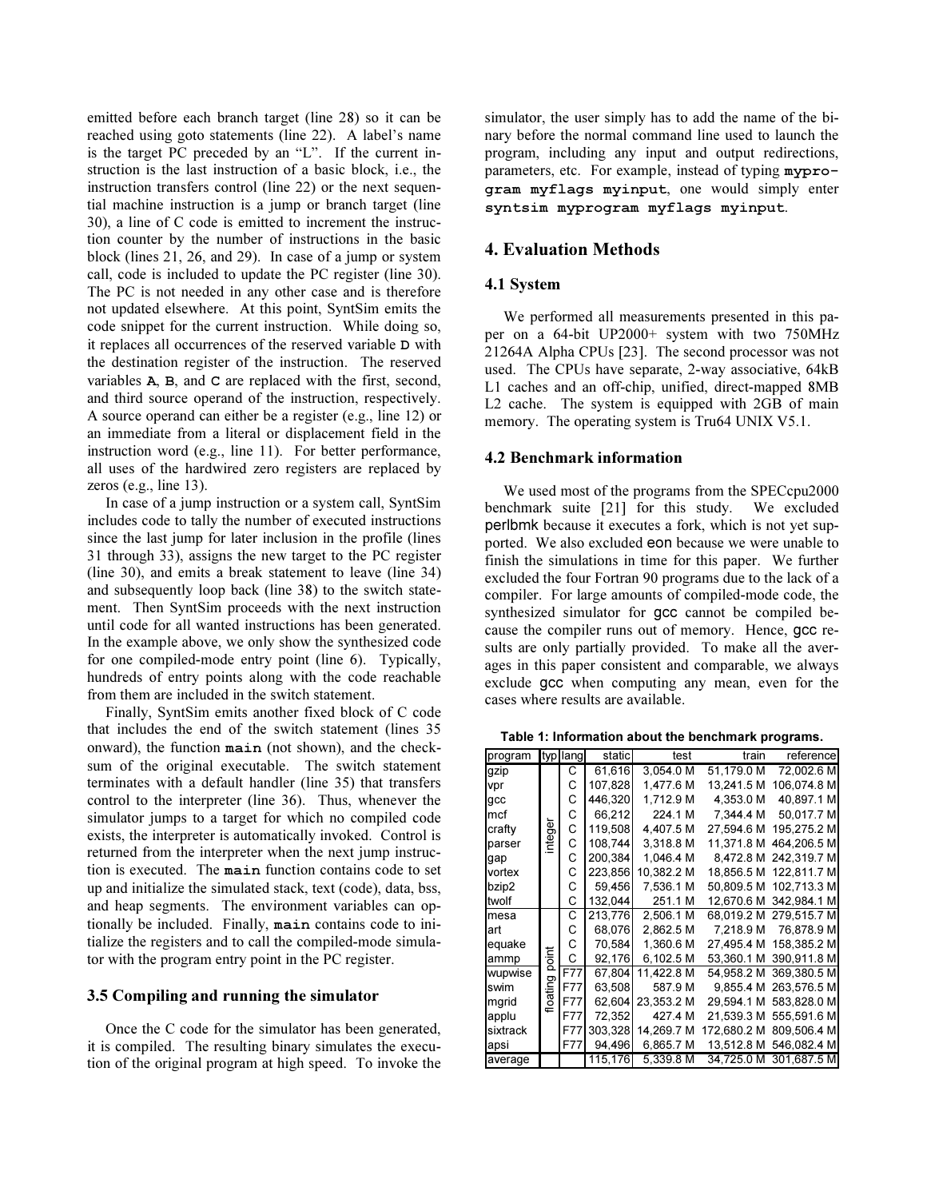emitted before each branch target (line 28) so it can be reached using goto statements (line 22). A label's name is the target PC preceded by an "L". If the current instruction is the last instruction of a basic block, i.e., the instruction transfers control (line 22) or the next sequential machine instruction is a jump or branch target (line 30), a line of C code is emitted to increment the instruction counter by the number of instructions in the basic block (lines 21, 26, and 29). In case of a jump or system call, code is included to update the PC register (line 30). The PC is not needed in any other case and is therefore not updated elsewhere. At this point, SyntSim emits the code snippet for the current instruction. While doing so, it replaces all occurrences of the reserved variable **D** with the destination register of the instruction. The reserved variables **A**, **B**, and **C** are replaced with the first, second, and third source operand of the instruction, respectively. A source operand can either be a register (e.g., line 12) or an immediate from a literal or displacement field in the instruction word (e.g., line 11). For better performance, all uses of the hardwired zero registers are replaced by zeros (e.g., line 13).

In case of a jump instruction or a system call, SyntSim includes code to tally the number of executed instructions since the last jump for later inclusion in the profile (lines 31 through 33), assigns the new target to the PC register (line 30), and emits a break statement to leave (line 34) and subsequently loop back (line 38) to the switch statement. Then SyntSim proceeds with the next instruction until code for all wanted instructions has been generated. In the example above, we only show the synthesized code for one compiled-mode entry point (line 6). Typically, hundreds of entry points along with the code reachable from them are included in the switch statement.

Finally, SyntSim emits another fixed block of C code that includes the end of the switch statement (lines 35 onward), the function **main** (not shown), and the checksum of the original executable. The switch statement terminates with a default handler (line 35) that transfers control to the interpreter (line 36). Thus, whenever the simulator jumps to a target for which no compiled code exists, the interpreter is automatically invoked. Control is returned from the interpreter when the next jump instruction is executed. The **main** function contains code to set up and initialize the simulated stack, text (code), data, bss, and heap segments. The environment variables can optionally be included. Finally, **main** contains code to initialize the registers and to call the compiled-mode simulator with the program entry point in the PC register.

### 3.5 Compiling and running the simulator

Once the C code for the simulator has been generated, it is compiled. The resulting binary simulates the execution of the original program at high speed. To invoke the simulator, the user simply has to add the name of the binary before the normal command line used to launch the program, including any input and output redirections, parameters, etc. For example, instead of typing **myprogram myflags myinput**, one would simply enter **syntsim myprogram myflags myinput**.

## 4. Evaluation Methods

### 4.1 System

We performed all measurements presented in this paper on a 64-bit UP2000+ system with two 750MHz 21264A Alpha CPUs [23]. The second processor was not used. The CPUs have separate, 2-way associative, 64kB L1 caches and an off-chip, unified, direct-mapped 8MB L2 cache. The system is equipped with 2GB of main memory. The operating system is Tru64 UNIX V5.1.

### 4.2 Benchmark information

We used most of the programs from the SPECcpu2000 benchmark suite [21] for this study. We excluded perlbmk because it executes a fork, which is not yet supported. We also excluded eon because we were unable to finish the simulations in time for this paper. We further excluded the four Fortran 90 programs due to the lack of a compiler. For large amounts of compiled-mode code, the synthesized simulator for gcc cannot be compiled because the compiler runs out of memory. Hence, gcc results are only partially provided. To make all the averages in this paper consistent and comparable, we always exclude gcc when computing any mean, even for the cases where results are available.

**Table 1: Information about the benchmark programs.**

| program | typ | lang | static | test | train | reference |
|---|---|---|---|---|---|---|
| gzip | integer | C | 61,616 | 3,054.0 M | 51,179.0 M | 72,002.6 M |
| vpr | | C | 107,828 | 1,477.6 M | 13,241.5 M | 106,074.8 M |
| gcc | | C | 446,320 | 1,712.9 M | 4,353.0 M | 40,897.1 M |
| mcf | | C | 66,212 | 224.1 M | 7,344.4 M | 50,017.7 M |
| crafty | | C | 119,508 | 4,407.5 M | 27,594.6 M | 195,275.2 M |
| parser | | C | 108,744 | 3,318.8 M | 11,371.8 M | 464,206.5 M |
| gap | | C | 200,384 | 1,046.4 M | 8,472.8 M | 242,319.7 M |
| vortex | | C | 223,856 | 10,382.2 M | 18,856.5 M | 122,811.7 M |
| bzip2 | | C | 59,456 | 7,536.1 M | 50,809.5 M | 102,713.3 M |
| twolf | | C | 132,044 | 251.1 M | 12,670.6 M | 342,984.1 M |
| mesa | floating point | C | 213,776 | 2,506.1 M | 68,019.2 M | 279,515.7 M |
| art | | C | 68,076 | 2,862.5 M | 7,218.9 M | 76,878.9 M |
| equake | | C | 70,584 | 1,360.6 M | 27,495.4 M | 158,385.2 M |
| ammp | | C | 92,176 | 6,102.5 M | 53,360.1 M | 390,911.8 M |
| wupwise | | F77 | 67,804 | 11,422.8 M | 54,958.2 M | 369,380.5 M |
| swim | | F77 | 63,508 | 587.9 M | 9,855.4 M | 263,576.5 M |
| mgrid | | F77 | 62,604 | 23,353.2 M | 29,594.1 M | 583,828.0 M |
| applu | | F77 | 72,352 | 427.4 M | 21,539.3 M | 555,591.6 M |
| sixtrack | | F77 | 303,328 | 14,269.7 M | 172,680.2 M | 809,506.4 M |
| apsi | | F77 | 94,496 | 6,865.7 M | 13,512.8 M | 546,082.4 M |
| average | | | 115,176 | 5,339.8 M | 34,725.0 M | 301,687.5 M |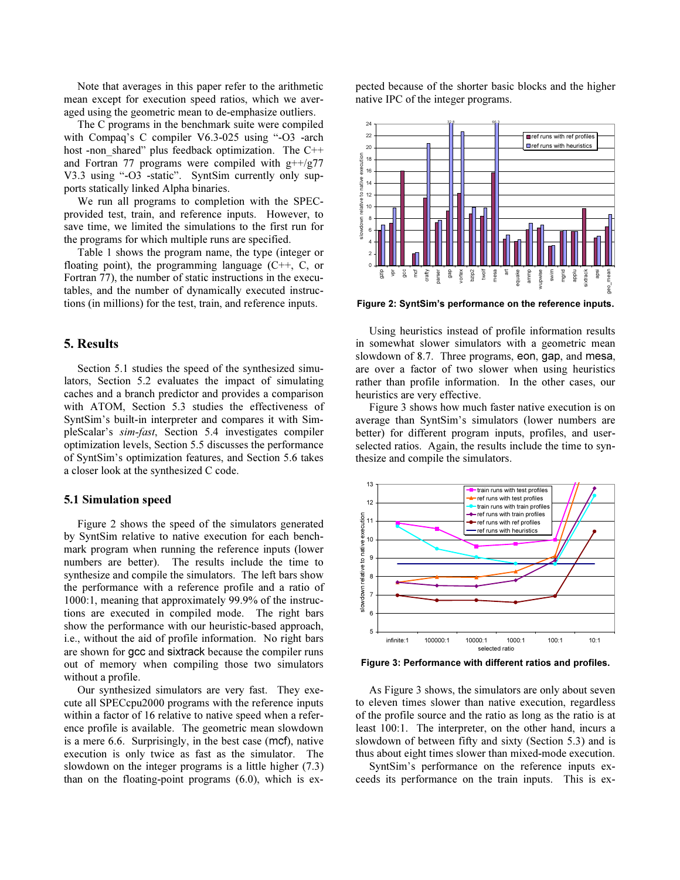Note that averages in this paper refer to the arithmetic mean except for execution speed ratios, which we averaged using the geometric mean to de-emphasize outliers.

The C programs in the benchmark suite were compiled with Compaq's C compiler V6.3-025 using "-O3 -arch host -non_shared" plus feedback optimization. The C++ and Fortran 77 programs were compiled with g++/g77 V3.3 using "-O3 -static". SyntSim currently only supports statically linked Alpha binaries.

We run all programs to completion with the SPEC-provided test, train, and reference inputs. However, to save time, we limited the simulations to the first run for the programs for which multiple runs are specified.

Table 1 shows the program name, the type (integer or floating point), the programming language (C++, C, or Fortran 77), the number of static instructions in the executables, and the number of dynamically executed instructions (in millions) for the test, train, and reference inputs.

## 5. Results

Section 5.1 studies the speed of the synthesized simulators, Section 5.2 evaluates the impact of simulating caches and a branch predictor and provides a comparison with ATOM, Section 5.3 studies the effectiveness of SyntSim's built-in interpreter and compares it with SimpleScalar's *sim-fast*, Section 5.4 investigates compiler optimization levels, Section 5.5 discusses the performance of SyntSim's optimization features, and Section 5.6 takes a closer look at the synthesized C code.

### 5.1 Simulation speed

Figure 2 shows the speed of the simulators generated by SyntSim relative to native execution for each benchmark program when running the reference inputs (lower numbers are better). The results include the time to synthesize and compile the simulators. The left bars show the performance with a reference profile and a ratio of 1000:1, meaning that approximately 99.9% of the instructions are executed in compiled mode. The right bars show the performance with our heuristic-based approach, i.e., without the aid of profile information. No right bars are shown for gcc and sixtrack because the compiler runs out of memory when compiling those two simulators without a profile.

Our synthesized simulators are very fast. They execute all SPECcpu2000 programs with the reference inputs within a factor of 16 relative to native speed when a reference profile is available. The geometric mean slowdown is a mere 6.6. Surprisingly, in the best case (mcf), native execution is only twice as fast as the simulator. The slowdown on the integer programs is a little higher (7.3) than on the floating-point programs (6.0), which is expected because of the shorter basic blocks and the higher native IPC of the integer programs.

**Figure 2: SyntSim's performance on the reference inputs.**

Using heuristics instead of profile information results in somewhat slower simulators with a geometric mean slowdown of 8.7. Three programs, eon, gap, and mesa, are over a factor of two slower when using heuristics rather than profile information. In the other cases, our heuristics are very effective.

Figure 3 shows how much faster native execution is on average than SyntSim's simulators (lower numbers are better) for different program inputs, profiles, and user-selected ratios. Again, the results include the time to synthesize and compile the simulators.

**Figure 3: Performance with different ratios and profiles.**

As Figure 3 shows, the simulators are only about seven to eleven times slower than native execution, regardless of the profile source and the ratio as long as the ratio is at least 100:1. The interpreter, on the other hand, incurs a slowdown of between fifty and sixty (Section 5.3) and is thus about eight times slower than mixed-mode execution.

SyntSim's performance on the reference inputs exceeds its performance on the train inputs. This is ex-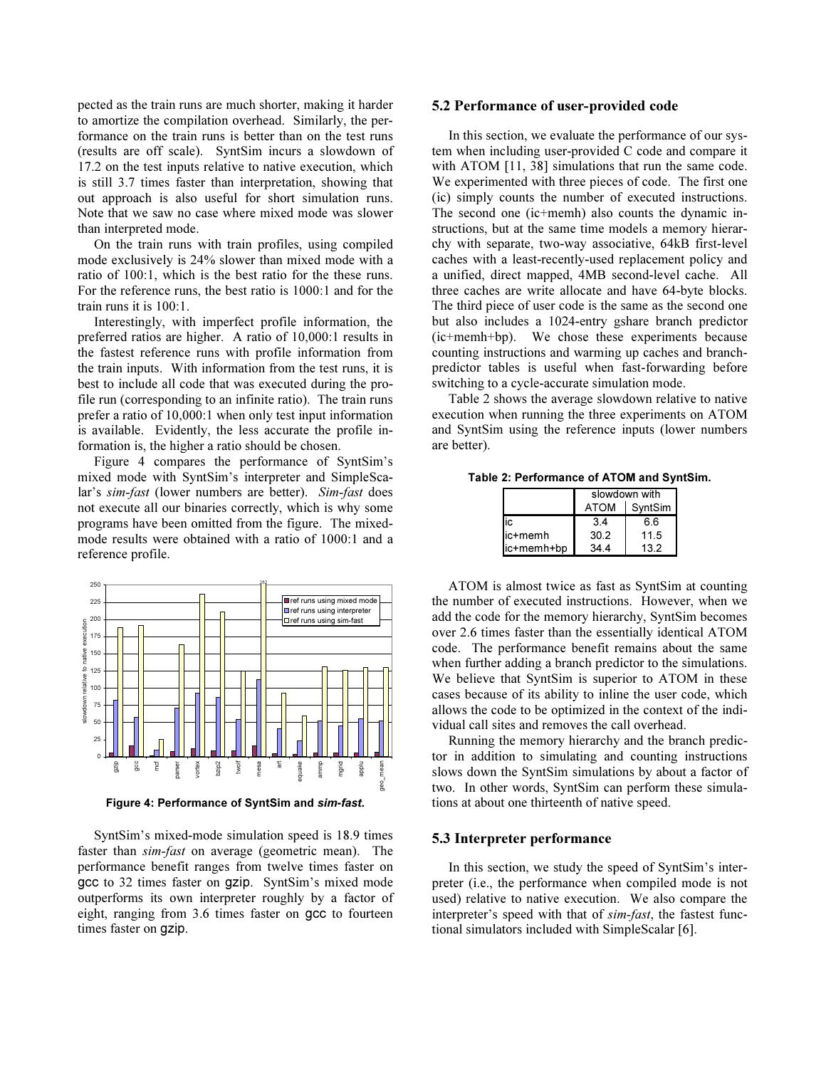pected as the train runs are much shorter, making it harder to amortize the compilation overhead. Similarly, the performance on the train runs is better than on the test runs (results are off scale). SyntSim incurs a slowdown of 17.2 on the test inputs relative to native execution, which is still 3.7 times faster than interpretation, showing that out approach is also useful for short simulation runs. Note that we saw no case where mixed mode was slower than interpreted mode.

On the train runs with train profiles, using compiled mode exclusively is 24% slower than mixed mode with a ratio of 100:1, which is the best ratio for the these runs. For the reference runs, the best ratio is 1000:1 and for the train runs it is 100:1.

Interestingly, with imperfect profile information, the preferred ratios are higher. A ratio of 10,000:1 results in the fastest reference runs with profile information from the train inputs. With information from the test runs, it is best to include all code that was executed during the profile run (corresponding to an infinite ratio). The train runs prefer a ratio of 10,000:1 when only test input information is available. Evidently, the less accurate the profile information is, the higher a ratio should be chosen.

Figure 4 compares the performance of SyntSim's mixed mode with SyntSim's interpreter and SimpleScalar's *sim-fast* (lower numbers are better). *Sim-fast* does not execute all our binaries correctly, which is why some programs have been omitted from the figure. The mixed-mode results were obtained with a ratio of 1000:1 and a reference profile.

**Figure 4: Performance of SyntSim and *sim-fast*.**

SyntSim's mixed-mode simulation speed is 18.9 times faster than *sim-fast* on average (geometric mean). The performance benefit ranges from twelve times faster on gcc to 32 times faster on gzip. SyntSim's mixed mode outperforms its own interpreter roughly by a factor of eight, ranging from 3.6 times faster on gcc to fourteen times faster on gzip.

## 5.2 Performance of user-provided code

In this section, we evaluate the performance of our system when including user-provided C code and compare it with ATOM [11, 38] simulations that run the same code. We experimented with three pieces of code. The first one (ic) simply counts the number of executed instructions. The second one (ic+memh) also counts the dynamic instructions, but at the same time models a memory hierarchy with separate, two-way associative, 64kB first-level caches with a least-recently-used replacement policy and a unified, direct mapped, 4MB second-level cache. All three caches are write allocate and have 64-byte blocks. The third piece of user code is the same as the second one but also includes a 1024-entry gshare branch predictor (ic+memh+bp). We chose these experiments because counting instructions and warming up caches and branch-predictor tables is useful when fast-forwarding before switching to a cycle-accurate simulation mode.

Table 2 shows the average slowdown relative to native execution when running the three experiments on ATOM and SyntSim using the reference inputs (lower numbers are better).

**Table 2: Performance of ATOM and SyntSim.**

| | slowdown with | |
|---|---|---|
| | ATOM | SyntSim |
| ic | 3.4 | 6.6 |
| ic+memh | 30.2 | 11.5 |
| ic+memh+bp | 34.4 | 13.2 |

ATOM is almost twice as fast as SyntSim at counting the number of executed instructions. However, when we add the code for the memory hierarchy, SyntSim becomes over 2.6 times faster than the essentially identical ATOM code. The performance benefit remains about the same when further adding a branch predictor to the simulations. We believe that SyntSim is superior to ATOM in these cases because of its ability to inline the user code, which allows the code to be optimized in the context of the individual call sites and removes the call overhead.

Running the memory hierarchy and the branch predictor in addition to simulating and counting instructions slows down the SyntSim simulations by about a factor of two. In other words, SyntSim can perform these simulations at about one thirteenth of native speed.

## 5.3 Interpreter performance

In this section, we study the speed of SyntSim's interpreter (i.e., the performance when compiled mode is not used) relative to native execution. We also compare the interpreter's speed with that of *sim-fast*, the fastest functional simulators included with SimpleScalar [6].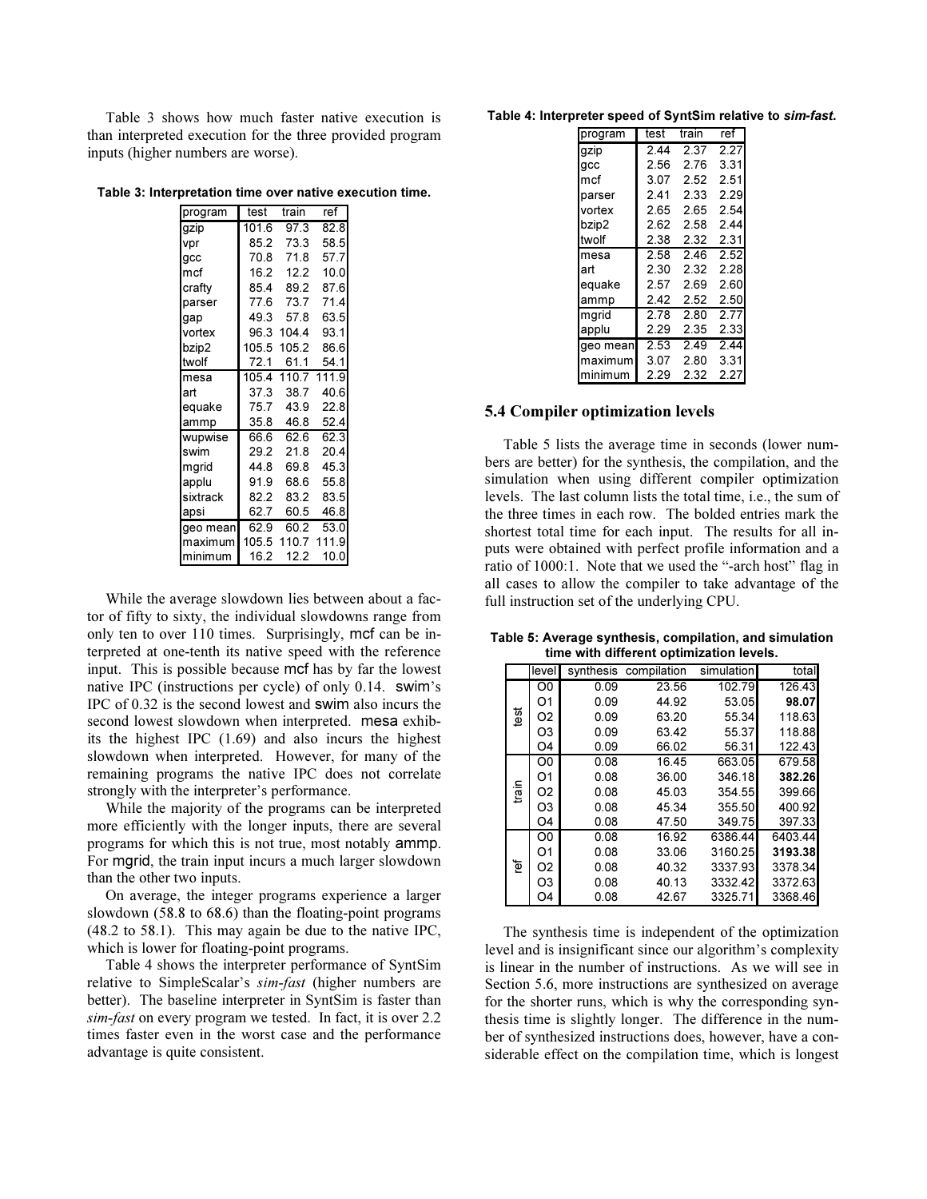Table 3 shows how much faster native execution is than interpreted execution for the three provided program inputs (higher numbers are worse).

**Table 3: Interpretation time over native execution time.**

| program | test | train | ref |
|---|---|---|---|
| gzip | 101.6 | 97.3 | 82.8 |
| vpr | 85.2 | 73.3 | 58.5 |
| gcc | 70.8 | 71.8 | 57.7 |
| mcf | 16.2 | 12.2 | 10.0 |
| crafty | 85.4 | 89.2 | 87.6 |
| parser | 77.6 | 73.7 | 71.4 |
| gap | 49.3 | 57.8 | 63.5 |
| vortex | 96.3 | 104.4 | 93.1 |
| bzip2 | 105.5 | 105.2 | 86.6 |
| twolf | 72.1 | 61.1 | 54.1 |
| mesa | 105.4 | 110.7 | 111.9 |
| art | 37.3 | 38.7 | 40.6 |
| equake | 75.7 | 43.9 | 22.8 |
| ammp | 35.8 | 46.8 | 52.4 |
| wupwise | 66.6 | 62.6 | 62.3 |
| swim | 29.2 | 21.8 | 20.4 |
| mgrid | 44.8 | 69.8 | 45.3 |
| applu | 91.9 | 68.6 | 55.8 |
| sixtrack | 82.2 | 83.2 | 83.5 |
| apsi | 62.7 | 60.5 | 46.8 |
| geo mean | 62.9 | 60.2 | 53.0 |
| maximum | 105.5 | 110.7 | 111.9 |
| minimum | 16.2 | 12.2 | 10.0 |

While the average slowdown lies between about a factor of fifty to sixty, the individual slowdowns range from only ten to over 110 times. Surprisingly, mcf can be interpreted at one-tenth its native speed with the reference input. This is possible because mcf has by far the lowest native IPC (instructions per cycle) of only 0.14. swim's IPC of 0.32 is the second lowest and swim also incurs the second lowest slowdown when interpreted. mesa exhibits the highest IPC (1.69) and also incurs the highest slowdown when interpreted. However, for many of the remaining programs the native IPC does not correlate strongly with the interpreter's performance.

While the majority of the programs can be interpreted more efficiently with the longer inputs, there are several programs for which this is not true, most notably ammp. For mgrid, the train input incurs a much larger slowdown than the other two inputs.

On average, the integer programs experience a larger slowdown (58.8 to 68.6) than the floating-point programs (48.2 to 58.1). This may again be due to the native IPC, which is lower for floating-point programs.

Table 4 shows the interpreter performance of SyntSim relative to SimpleScalar's *sim-fast* (higher numbers are better). The baseline interpreter in SyntSim is faster than *sim-fast* on every program we tested. In fact, it is over 2.2 times faster even in the worst case and the performance advantage is quite consistent.

**Table 4: Interpreter speed of SyntSim relative to *sim-fast*.**

| program | test | train | ref |
|---|---|---|---|
| gzip | 2.44 | 2.37 | 2.27 |
| gcc | 2.56 | 2.76 | 3.31 |
| mcf | 3.07 | 2.52 | 2.51 |
| parser | 2.41 | 2.33 | 2.29 |
| vortex | 2.65 | 2.65 | 2.54 |
| bzip2 | 2.62 | 2.58 | 2.44 |
| twolf | 2.38 | 2.32 | 2.31 |
| mesa | 2.58 | 2.46 | 2.52 |
| art | 2.30 | 2.32 | 2.28 |
| equake | 2.57 | 2.69 | 2.60 |
| ammp | 2.42 | 2.52 | 2.50 |
| mgrid | 2.78 | 2.80 | 2.77 |
| applu | 2.29 | 2.35 | 2.33 |
| geo mean | 2.53 | 2.49 | 2.44 |
| maximum | 3.07 | 2.80 | 3.31 |
| minimum | 2.29 | 2.32 | 2.27 |

## 5.4 Compiler optimization levels

Table 5 lists the average time in seconds (lower numbers are better) for the synthesis, the compilation, and the simulation when using different compiler optimization levels. The last column lists the total time, i.e., the sum of the three times in each row. The bolded entries mark the shortest total time for each input. The results for all inputs were obtained with perfect profile information and a ratio of 1000:1. Note that we used the "-arch host" flag in all cases to allow the compiler to take advantage of the full instruction set of the underlying CPU.

**Table 5: Average synthesis, compilation, and simulation time with different optimization levels.**

| | level | synthesis | compilation | simulation | total |
|---|---|---|---|---|---|
| test | O0 | 0.09 | 23.56 | 102.79 | 126.43 |
| | O1 | 0.09 | 44.92 | 53.05 | **98.07** |
| | O2 | 0.09 | 63.20 | 55.34 | 118.63 |
| | O3 | 0.09 | 63.42 | 55.37 | 118.88 |
| | O4 | 0.09 | 66.02 | 56.31 | 122.43 |
| train | O0 | 0.08 | 16.45 | 663.05 | 679.58 |
| | O1 | 0.08 | 36.00 | 346.18 | **382.26** |
| | O2 | 0.08 | 45.03 | 354.55 | 399.66 |
| | O3 | 0.08 | 45.34 | 355.50 | 400.92 |
| | O4 | 0.08 | 47.50 | 349.75 | 397.33 |
| ref | O0 | 0.08 | 16.92 | 6386.44 | 6403.44 |
| | O1 | 0.08 | 33.06 | 3160.25 | **3193.38** |
| | O2 | 0.08 | 40.32 | 3337.93 | 3378.34 |
| | O3 | 0.08 | 40.13 | 3332.42 | 3372.63 |
| | O4 | 0.08 | 42.67 | 3325.71 | 3368.46 |

The synthesis time is independent of the optimization level and is insignificant since our algorithm's complexity is linear in the number of instructions. As we will see in Section 5.6, more instructions are synthesized on average for the shorter runs, which is why the corresponding synthesis time is slightly longer. The difference in the number of synthesized instructions does, however, have a considerable effect on the compilation time, which is longest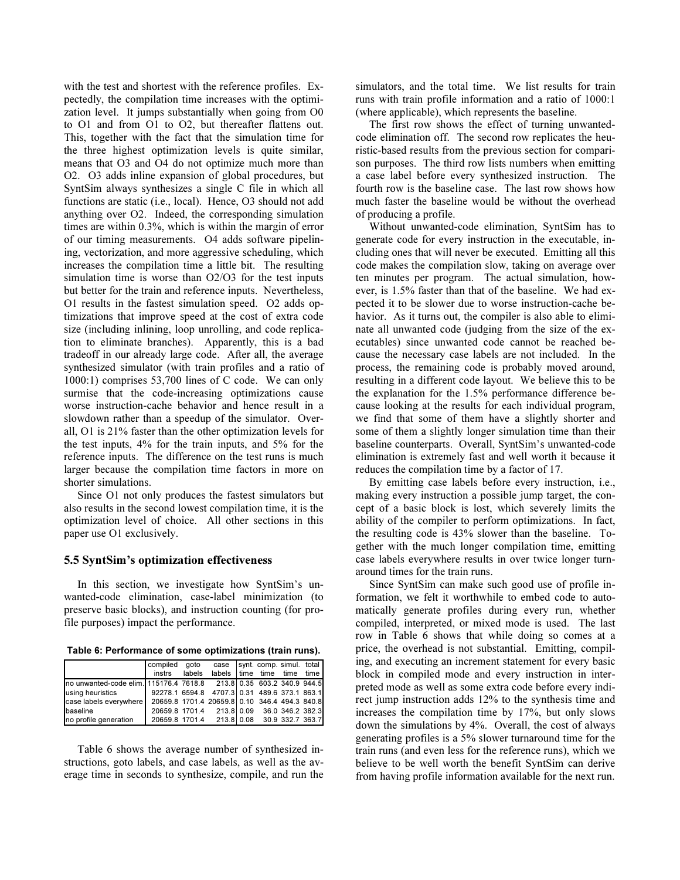with the test and shortest with the reference profiles. Expectedly, the compilation time increases with the optimization level. It jumps substantially when going from O0 to O1 and from O1 to O2, but thereafter flattens out. This, together with the fact that the simulation time for the three highest optimization levels is quite similar, means that O3 and O4 do not optimize much more than O2. O3 adds inline expansion of global procedures, but SyntSim always synthesizes a single C file in which all functions are static (i.e., local). Hence, O3 should not add anything over O2. Indeed, the corresponding simulation times are within 0.3%, which is within the margin of error of our timing measurements. O4 adds software pipelining, vectorization, and more aggressive scheduling, which increases the compilation time a little bit. The resulting simulation time is worse than O2/O3 for the test inputs but better for the train and reference inputs. Nevertheless, O1 results in the fastest simulation speed. O2 adds optimizations that improve speed at the cost of extra code size (including inlining, loop unrolling, and code replication to eliminate branches). Apparently, this is a bad tradeoff in our already large code. After all, the average synthesized simulator (with train profiles and a ratio of 1000:1) comprises 53,700 lines of C code. We can only surmise that the code-increasing optimizations cause worse instruction-cache behavior and hence result in a slowdown rather than a speedup of the simulator. Overall, O1 is 21% faster than the other optimization levels for the test inputs, 4% for the train inputs, and 5% for the reference inputs. The difference on the test runs is much larger because the compilation time factors in more on shorter simulations.

Since O1 not only produces the fastest simulators but also results in the second lowest compilation time, it is the optimization level of choice. All other sections in this paper use O1 exclusively.

## 5.5 SyntSim's optimization effectiveness

In this section, we investigate how SyntSim's unwanted-code elimination, case-label minimization (to preserve basic blocks), and instruction counting (for profile purposes) impact the performance.

**Table 6: Performance of some optimizations (train runs).**

| | compiled instrs | goto labels | case labels | synt. time | comp. time | simul. time | total time |
|---|---|---|---|---|---|---|---|
| no unwanted-code elim. | 115176.4 | 7618.8 | 213.8 | 0.35 | 603.2 | 340.9 | 944.5 |
| using heuristics | 92278.1 | 6594.8 | 4707.3 | 0.31 | 489.6 | 373.1 | 863.1 |
| case labels everywhere | 20659.8 | 1701.4 | 20659.8 | 0.10 | 346.4 | 494.3 | 840.8 |
| baseline | 20659.8 | 1701.4 | 213.8 | 0.09 | 36.0 | 346.2 | 382.3 |
| no profile generation | 20659.8 | 1701.4 | 213.8 | 0.08 | 30.9 | 332.7 | 363.7 |

Table 6 shows the average number of synthesized instructions, goto labels, and case labels, as well as the average time in seconds to synthesize, compile, and run the simulators, and the total time. We list results for train runs with train profile information and a ratio of 1000:1 (where applicable), which represents the baseline.

The first row shows the effect of turning unwanted-code elimination off. The second row replicates the heuristic-based results from the previous section for comparison purposes. The third row lists numbers when emitting a case label before every synthesized instruction. The fourth row is the baseline case. The last row shows how much faster the baseline would be without the overhead of producing a profile.

Without unwanted-code elimination, SyntSim has to generate code for every instruction in the executable, including ones that will never be executed. Emitting all this code makes the compilation slow, taking on average over ten minutes per program. The actual simulation, however, is 1.5% faster than that of the baseline. We had expected it to be slower due to worse instruction-cache behavior. As it turns out, the compiler is also able to eliminate all unwanted code (judging from the size of the executables) since unwanted code cannot be reached because the necessary case labels are not included. In the process, the remaining code is probably moved around, resulting in a different code layout. We believe this to be the explanation for the 1.5% performance difference because looking at the results for each individual program, we find that some of them have a slightly shorter and some of them a slightly longer simulation time than their baseline counterparts. Overall, SyntSim's unwanted-code elimination is extremely fast and well worth it because it reduces the compilation time by a factor of 17.

By emitting case labels before every instruction, i.e., making every instruction a possible jump target, the concept of a basic block is lost, which severely limits the ability of the compiler to perform optimizations. In fact, the resulting code is 43% slower than the baseline. Together with the much longer compilation time, emitting case labels everywhere results in over twice longer turnaround times for the train runs.

Since SyntSim can make such good use of profile information, we felt it worthwhile to embed code to automatically generate profiles during every run, whether compiled, interpreted, or mixed mode is used. The last row in Table 6 shows that while doing so comes at a price, the overhead is not substantial. Emitting, compiling, and executing an increment statement for every basic block in compiled mode and every instruction in interpreted mode as well as some extra code before every indirect jump instruction adds 12% to the synthesis time and increases the compilation time by 17%, but only slows down the simulations by 4%. Overall, the cost of always generating profiles is a 5% slower turnaround time for the train runs (and even less for the reference runs), which we believe to be well worth the benefit SyntSim can derive from having profile information available for the next run.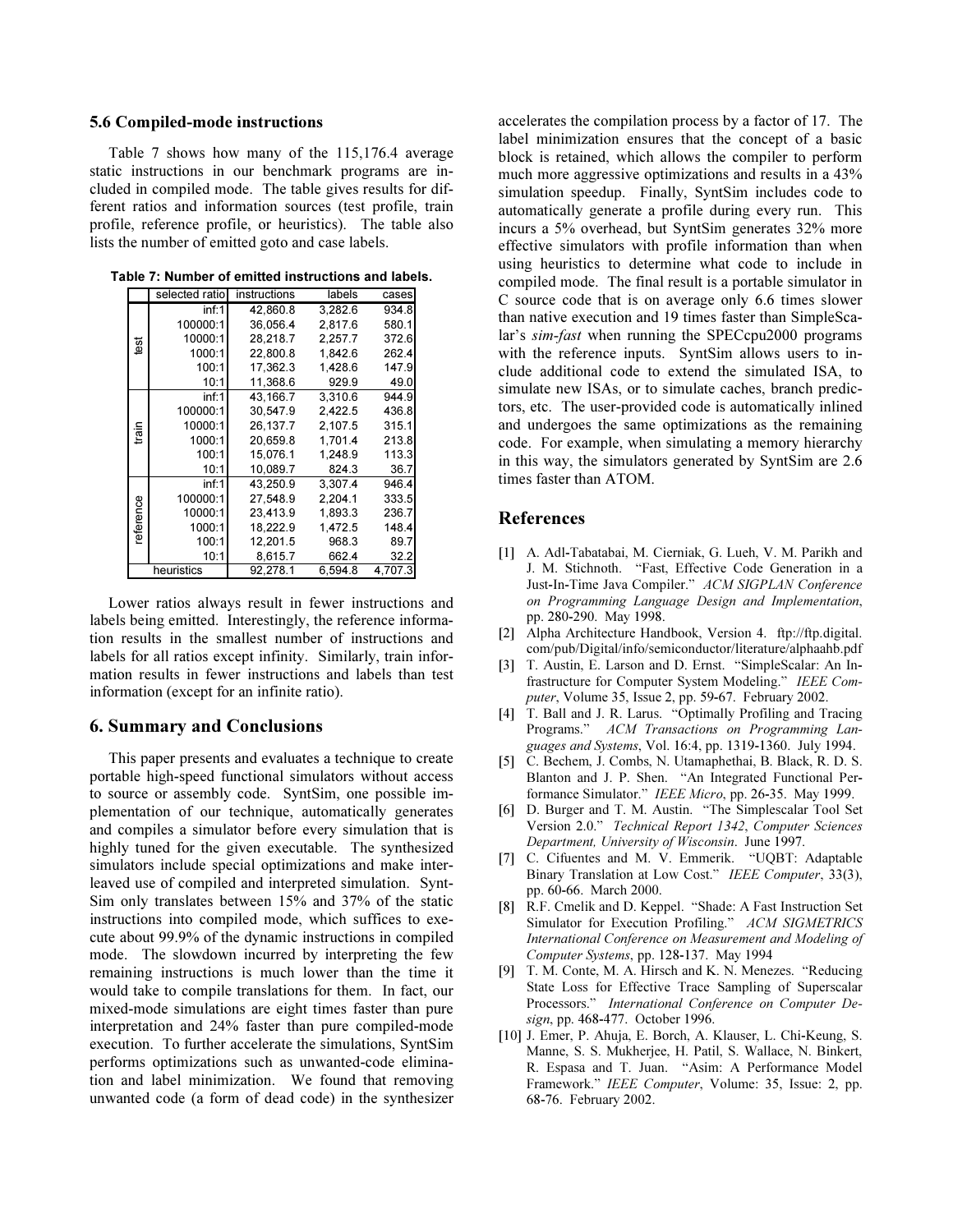### 5.6 Compiled-mode instructions

Table 7 shows how many of the 115,176.4 average static instructions in our benchmark programs are included in compiled mode. The table gives results for different ratios and information sources (test profile, train profile, reference profile, or heuristics). The table also lists the number of emitted goto and case labels.

**Table 7: Number of emitted instructions and labels.**

| | selected ratio | instructions | labels | cases |
|---|---|---|---|---|
| test | inf:1 | 42,860.8 | 3,282.6 | 934.8 |
| | 100000:1 | 36,056.4 | 2,817.6 | 580.1 |
| | 10000:1 | 28,218.7 | 2,257.7 | 372.6 |
| | 1000:1 | 22,800.8 | 1,842.6 | 262.4 |
| | 100:1 | 17,362.3 | 1,428.6 | 147.9 |
| | 10:1 | 11,368.6 | 929.9 | 49.0 |
| train | inf:1 | 43,166.7 | 3,310.6 | 944.9 |
| | 100000:1 | 30,547.9 | 2,422.5 | 436.8 |
| | 10000:1 | 26,137.7 | 2,107.5 | 315.1 |
| | 1000:1 | 20,659.8 | 1,701.4 | 213.8 |
| | 100:1 | 15,076.1 | 1,248.9 | 113.3 |
| | 10:1 | 10,089.7 | 824.3 | 36.7 |
| reference | inf:1 | 43,250.9 | 3,307.4 | 946.4 |
| | 100000:1 | 27,548.9 | 2,204.1 | 333.5 |
| | 10000:1 | 23,413.9 | 1,893.3 | 236.7 |
| | 1000:1 | 18,222.9 | 1,472.5 | 148.4 |
| | 100:1 | 12,201.5 | 968.3 | 89.7 |
| | 10:1 | 8,615.7 | 662.4 | 32.2 |
| heuristics | | 92,278.1 | 6,594.8 | 4,707.3 |

Lower ratios always result in fewer instructions and labels being emitted. Interestingly, the reference information results in the smallest number of instructions and labels for all ratios except infinity. Similarly, train information results in fewer instructions and labels than test information (except for an infinite ratio).

## 6. Summary and Conclusions

This paper presents and evaluates a technique to create portable high-speed functional simulators without access to source or assembly code. SyntSim, one possible implementation of our technique, automatically generates and compiles a simulator before every simulation that is highly tuned for the given executable. The synthesized simulators include special optimizations and make interleaved use of compiled and interpreted simulation. SyntSim only translates between 15% and 37% of the static instructions into compiled mode, which suffices to execute about 99.9% of the dynamic instructions in compiled mode. The slowdown incurred by interpreting the few remaining instructions is much lower than the time it would take to compile translations for them. In fact, our mixed-mode simulations are eight times faster than pure interpretation and 24% faster than pure compiled-mode execution. To further accelerate the simulations, SyntSim performs optimizations such as unwanted-code elimination and label minimization. We found that removing unwanted code (a form of dead code) in the synthesizer accelerates the compilation process by a factor of 17. The label minimization ensures that the concept of a basic block is retained, which allows the compiler to perform much more aggressive optimizations and results in a 43% simulation speedup. Finally, SyntSim includes code to automatically generate a profile during every run. This incurs a 5% overhead, but SyntSim generates 32% more effective simulators with profile information than when using heuristics to determine what code to include in compiled mode. The final result is a portable simulator in C source code that is on average only 6.6 times slower than native execution and 19 times faster than SimpleScalar's *sim-fast* when running the SPECcpu2000 programs with the reference inputs. SyntSim allows users to include additional code to extend the simulated ISA, to simulate new ISAs, or to simulate caches, branch predictors, etc. The user-provided code is automatically inlined and undergoes the same optimizations as the remaining code. For example, when simulating a memory hierarchy in this way, the simulators generated by SyntSim are 2.6 times faster than ATOM.

## References

[1] A. Adl-Tabatabai, M. Cierniak, G. Lueh, V. M. Parikh and J. M. Stichnoth. "Fast, Effective Code Generation in a Just-In-Time Java Compiler." *ACM SIGPLAN Conference on Programming Language Design and Implementation*, pp. 280-290. May 1998.

[2] Alpha Architecture Handbook, Version 4. ftp://ftp.digital.com/pub/Digital/info/semiconductor/literature/alphaahb.pdf

[3] T. Austin, E. Larson and D. Ernst. "SimpleScalar: An Infrastructure for Computer System Modeling." *IEEE Computer*, Volume 35, Issue 2, pp. 59-67. February 2002.

[4] T. Ball and J. R. Larus. "Optimally Profiling and Tracing Programs." *ACM Transactions on Programming Languages and Systems*, Vol. 16:4, pp. 1319-1360. July 1994.

[5] C. Bechem, J. Combs, N. Utamaphethai, B. Black, R. D. S. Blanton and J. P. Shen. "An Integrated Functional Performance Simulator." *IEEE Micro*, pp. 26-35. May 1999.

[6] D. Burger and T. M. Austin. "The Simplescalar Tool Set Version 2.0." *Technical Report 1342*, *Computer Sciences Department, University of Wisconsin*. June 1997.

[7] C. Cifuentes and M. V. Emmerik. "UQBT: Adaptable Binary Translation at Low Cost." *IEEE Computer*, 33(3), pp. 60-66. March 2000.

[8] R.F. Cmelik and D. Keppel. "Shade: A Fast Instruction Set Simulator for Execution Profiling." *ACM SIGMETRICS International Conference on Measurement and Modeling of Computer Systems*, pp. 128-137. May 1994

[9] T. M. Conte, M. A. Hirsch and K. N. Menezes. "Reducing State Loss for Effective Trace Sampling of Superscalar Processors." *International Conference on Computer Design*, pp. 468-477. October 1996.

[10] J. Emer, P. Ahuja, E. Borch, A. Klauser, L. Chi-Keung, S. Manne, S. S. Mukherjee, H. Patil, S. Wallace, N. Binkert, R. Espasa and T. Juan. "Asim: A Performance Model Framework." *IEEE Computer*, Volume: 35, Issue: 2, pp. 68-76. February 2002.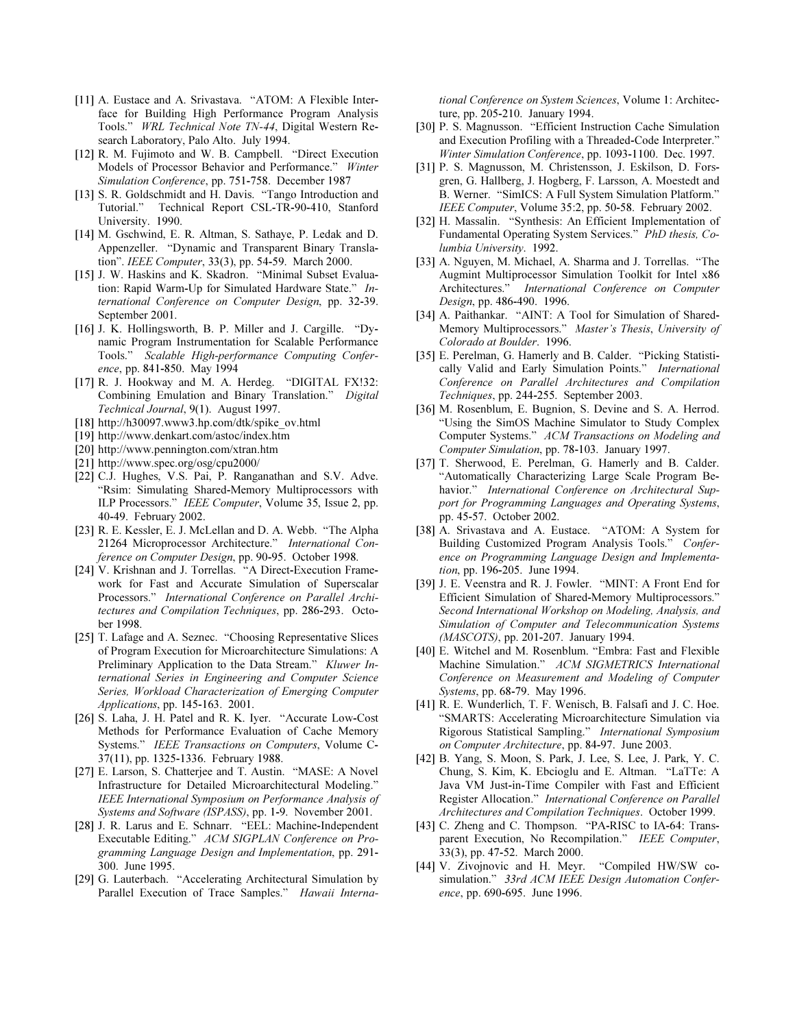[11] A. Eustace and A. Srivastava. "ATOM: A Flexible Interface for Building High Performance Program Analysis Tools." *WRL Technical Note TN-44*, Digital Western Research Laboratory, Palo Alto. July 1994.

[12] R. M. Fujimoto and W. B. Campbell. "Direct Execution Models of Processor Behavior and Performance." *Winter Simulation Conference*, pp. 751-758. December 1987

[13] S. R. Goldschmidt and H. Davis. "Tango Introduction and Tutorial." Technical Report CSL-TR-90-410, Stanford University. 1990.

[14] M. Gschwind, E. R. Altman, S. Sathaye, P. Ledak and D. Appenzeller. "Dynamic and Transparent Binary Translation". *IEEE Computer*, 33(3), pp. 54-59. March 2000.

[15] J. W. Haskins and K. Skadron. "Minimal Subset Evaluation: Rapid Warm-Up for Simulated Hardware State." *International Conference on Computer Design*, pp. 32-39. September 2001.

[16] J. K. Hollingsworth, B. P. Miller and J. Cargille. "Dynamic Program Instrumentation for Scalable Performance Tools." *Scalable High-performance Computing Conference*, pp. 841-850. May 1994

[17] R. J. Hookway and M. A. Herdeg. "DIGITAL FX!32: Combining Emulation and Binary Translation." *Digital Technical Journal*, 9(1). August 1997.

[18] http://h30097.www3.hp.com/dtk/spike_ov.html

[19] http://www.denkart.com/astoc/index.htm

[20] http://www.pennington.com/xtran.htm

[21] http://www.spec.org/osg/cpu2000/

[22] C.J. Hughes, V.S. Pai, P. Ranganathan and S.V. Adve. "Rsim: Simulating Shared-Memory Multiprocessors with ILP Processors." *IEEE Computer*, Volume 35, Issue 2, pp. 40-49. February 2002.

[23] R. E. Kessler, E. J. McLellan and D. A. Webb. "The Alpha 21264 Microprocessor Architecture." *International Conference on Computer Design*, pp. 90-95. October 1998.

[24] V. Krishnan and J. Torrellas. "A Direct-Execution Framework for Fast and Accurate Simulation of Superscalar Processors." *International Conference on Parallel Architectures and Compilation Techniques*, pp. 286-293. October 1998.

[25] T. Lafage and A. Seznec. "Choosing Representative Slices of Program Execution for Microarchitecture Simulations: A Preliminary Application to the Data Stream." *Kluwer International Series in Engineering and Computer Science Series, Workload Characterization of Emerging Computer Applications*, pp. 145-163. 2001.

[26] S. Laha, J. H. Patel and R. K. Iyer. "Accurate Low-Cost Methods for Performance Evaluation of Cache Memory Systems." *IEEE Transactions on Computers*, Volume C-37(11), pp. 1325-1336. February 1988.

[27] E. Larson, S. Chatterjee and T. Austin. "MASE: A Novel Infrastructure for Detailed Microarchitectural Modeling." *IEEE International Symposium on Performance Analysis of Systems and Software (ISPASS)*, pp. 1-9. November 2001.

[28] J. R. Larus and E. Schnarr. "EEL: Machine-Independent Executable Editing." *ACM SIGPLAN Conference on Programming Language Design and Implementation*, pp. 291-300. June 1995.

[29] G. Lauterbach. "Accelerating Architectural Simulation by Parallel Execution of Trace Samples." *Hawaii International Conference on System Sciences*, Volume 1: Architecture, pp. 205-210. January 1994.

[30] P. S. Magnusson. "Efficient Instruction Cache Simulation and Execution Profiling with a Threaded-Code Interpreter." *Winter Simulation Conference*, pp. 1093-1100. Dec. 1997.

[31] P. S. Magnusson, M. Christensson, J. Eskilson, D. Forsgren, G. Hallberg, J. Hogberg, F. Larsson, A. Moestedt and B. Werner. "SimICS: A Full System Simulation Platform." *IEEE Computer*, Volume 35:2, pp. 50-58. February 2002.

[32] H. Massalin. "Synthesis: An Efficient Implementation of Fundamental Operating System Services." *PhD thesis, Columbia University*. 1992.

[33] A. Nguyen, M. Michael, A. Sharma and J. Torrellas. "The Augmint Multiprocessor Simulation Toolkit for Intel x86 Architectures." *International Conference on Computer Design*, pp. 486-490. 1996.

[34] A. Paithankar. "AINT: A Tool for Simulation of Shared-Memory Multiprocessors." *Master's Thesis*, *University of Colorado at Boulder*. 1996.

[35] E. Perelman, G. Hamerly and B. Calder. "Picking Statistically Valid and Early Simulation Points." *International Conference on Parallel Architectures and Compilation Techniques*, pp. 244-255. September 2003.

[36] M. Rosenblum, E. Bugnion, S. Devine and S. A. Herrod. "Using the SimOS Machine Simulator to Study Complex Computer Systems." *ACM Transactions on Modeling and Computer Simulation*, pp. 78-103. January 1997.

[37] T. Sherwood, E. Perelman, G. Hamerly and B. Calder. "Automatically Characterizing Large Scale Program Behavior." *International Conference on Architectural Support for Programming Languages and Operating Systems*, pp. 45-57. October 2002.

[38] A. Srivastava and A. Eustace. "ATOM: A System for Building Customized Program Analysis Tools." *Conference on Programming Language Design and Implementation*, pp. 196-205. June 1994.

[39] J. E. Veenstra and R. J. Fowler. "MINT: A Front End for Efficient Simulation of Shared-Memory Multiprocessors." *Second International Workshop on Modeling, Analysis, and Simulation of Computer and Telecommunication Systems (MASCOTS)*, pp. 201-207. January 1994.

[40] E. Witchel and M. Rosenblum. "Embra: Fast and Flexible Machine Simulation." *ACM SIGMETRICS International Conference on Measurement and Modeling of Computer Systems*, pp. 68-79. May 1996.

[41] R. E. Wunderlich, T. F. Wenisch, B. Falsafi and J. C. Hoe. "SMARTS: Accelerating Microarchitecture Simulation via Rigorous Statistical Sampling." *International Symposium on Computer Architecture*, pp. 84-97. June 2003.

[42] B. Yang, S. Moon, S. Park, J. Lee, S. Lee, J. Park, Y. C. Chung, S. Kim, K. Ebcioglu and E. Altman. "LaTTe: A Java VM Just-in-Time Compiler with Fast and Efficient Register Allocation." *International Conference on Parallel Architectures and Compilation Techniques*. October 1999.

[43] C. Zheng and C. Thompson. "PA-RISC to IA-64: Transparent Execution, No Recompilation." *IEEE Computer*, 33(3), pp. 47-52. March 2000.

[44] V. Zivojnovic and H. Meyr. "Compiled HW/SW co-simulation." *33rd ACM IEEE Design Automation Conference*, pp. 690-695. June 1996.